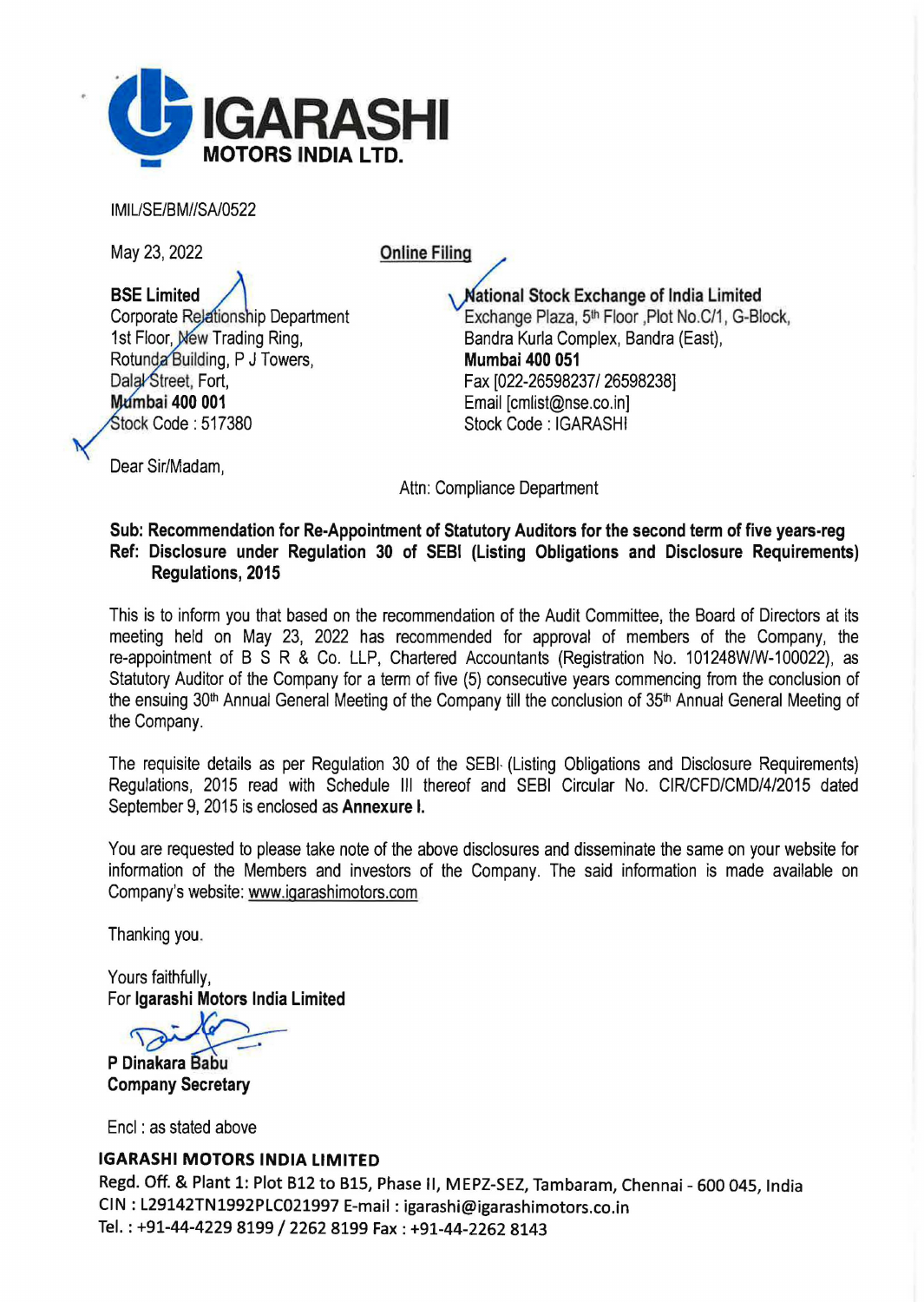IGARASHI
MOTORS INDIA LTD.

IMIL/SE/BM//SA/0522

May 23, 2022

Online Filing

**BSE Limited**
Corporate Relationship Department
1st Floor, New Trading Ring,
Rotunda Building, P J Towers,
Dalal Street, Fort,
**Mumbai 400 001**
Stock Code : 517380

**National Stock Exchange of India Limited**
Exchange Plaza, 5th Floor ,Plot No.C/1, G-Block,
Bandra Kurla Complex, Bandra (East),
**Mumbai 400 051**
Fax [022-26598237/ 26598238]
Email [cmlist@nse.co.in]
Stock Code : IGARASHI

Dear Sir/Madam,

Attn: Compliance Department

**Sub: Recommendation for Re-Appointment of Statutory Auditors for the second term of five years-reg**
**Ref: Disclosure under Regulation 30 of SEBI (Listing Obligations and Disclosure Requirements) Regulations, 2015**

This is to inform you that based on the recommendation of the Audit Committee, the Board of Directors at its meeting held on May 23, 2022 has recommended for approval of members of the Company, the re-appointment of B S R & Co. LLP, Chartered Accountants (Registration No. 101248W/W-100022), as Statutory Auditor of the Company for a term of five (5) consecutive years commencing from the conclusion of the ensuing 30th Annual General Meeting of the Company till the conclusion of 35th Annual General Meeting of the Company.

The requisite details as per Regulation 30 of the SEBI (Listing Obligations and Disclosure Requirements) Regulations, 2015 read with Schedule III thereof and SEBI Circular No. CIR/CFD/CMD/4/2015 dated September 9, 2015 is enclosed as **Annexure I.**

You are requested to please take note of the above disclosures and disseminate the same on your website for information of the Members and investors of the Company. The said information is made available on Company's website: www.igarashimotors.com

Thanking you.

Yours faithfully,
For **Igarashi Motors India Limited**

**P Dinakara Babu**
**Company Secretary**

Encl : as stated above

**IGARASHI MOTORS INDIA LIMITED**
Regd. Off. & Plant 1: Plot B12 to B15, Phase II, MEPZ-SEZ, Tambaram, Chennai - 600 045, India
CIN : L29142TN1992PLC021997 E-mail : igarashi@igarashimotors.co.in
Tel. : +91-44-4229 8199 / 2262 8199 Fax : +91-44-2262 8143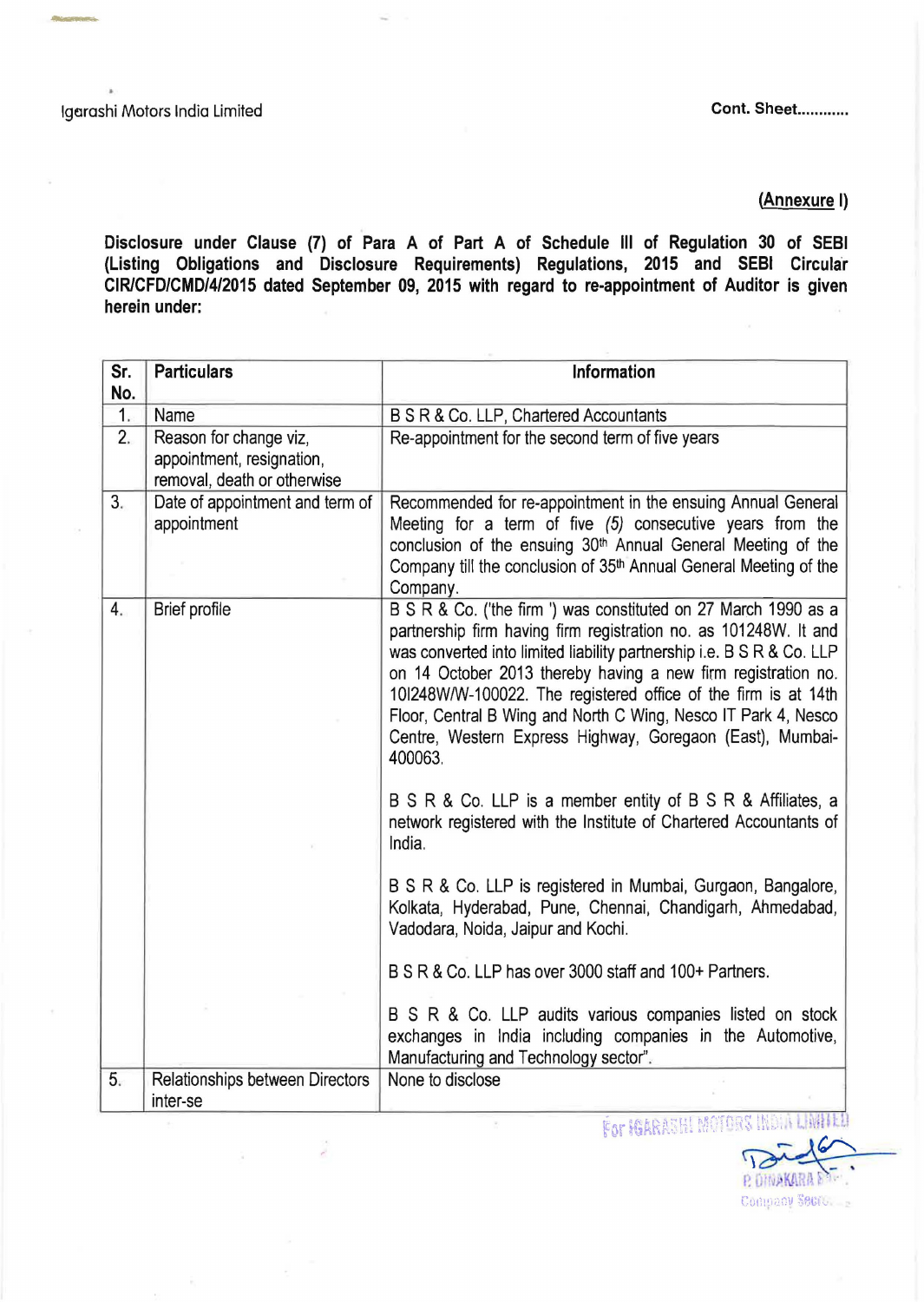Igarashi Motors India Limited

Cont. Sheet...........

**(Annexure I)**

**Disclosure under Clause (7) of Para A of Part A of Schedule III of Regulation 30 of SEBI (Listing Obligations and Disclosure Requirements) Regulations, 2015 and SEBI Circular CIR/CFD/CMD/4/2015 dated September 09, 2015 with regard to re-appointment of Auditor is given herein under:**

| Sr. No. | Particulars | Information |
|---|---|---|
| 1. | Name | B S R & Co. LLP, Chartered Accountants |
| 2. | Reason for change viz, appointment, resignation, removal, death or otherwise | Re-appointment for the second term of five years |
| 3. | Date of appointment and term of appointment | Recommended for re-appointment in the ensuing Annual General Meeting for a term of five (5) consecutive years from the conclusion of the ensuing 30th Annual General Meeting of the Company till the conclusion of 35th Annual General Meeting of the Company. |
| 4. | Brief profile | B S R & Co. ('the firm ') was constituted on 27 March 1990 as a partnership firm having firm registration no. as 101248W. It and was converted into limited liability partnership i.e. B S R & Co. LLP on 14 October 2013 thereby having a new firm registration no. 101248W/W-100022. The registered office of the firm is at 14th Floor, Central B Wing and North C Wing, Nesco IT Park 4, Nesco Centre, Western Express Highway, Goregaon (East), Mumbai-400063.<br><br>B S R & Co. LLP is a member entity of B S R & Affiliates, a network registered with the Institute of Chartered Accountants of India.<br><br>B S R & Co. LLP is registered in Mumbai, Gurgaon, Bangalore, Kolkata, Hyderabad, Pune, Chennai, Chandigarh, Ahmedabad, Vadodara, Noida, Jaipur and Kochi.<br><br>B S R & Co. LLP has over 3000 staff and 100+ Partners.<br><br>B S R & Co. LLP audits various companies listed on stock exchanges in India including companies in the Automotive, Manufacturing and Technology sector". |
| 5. | Relationships between Directors inter-se | None to disclose |

For IGARASHI MOTORS INDIA LIMITED

P. DINAKARA BABU
Company Secretary